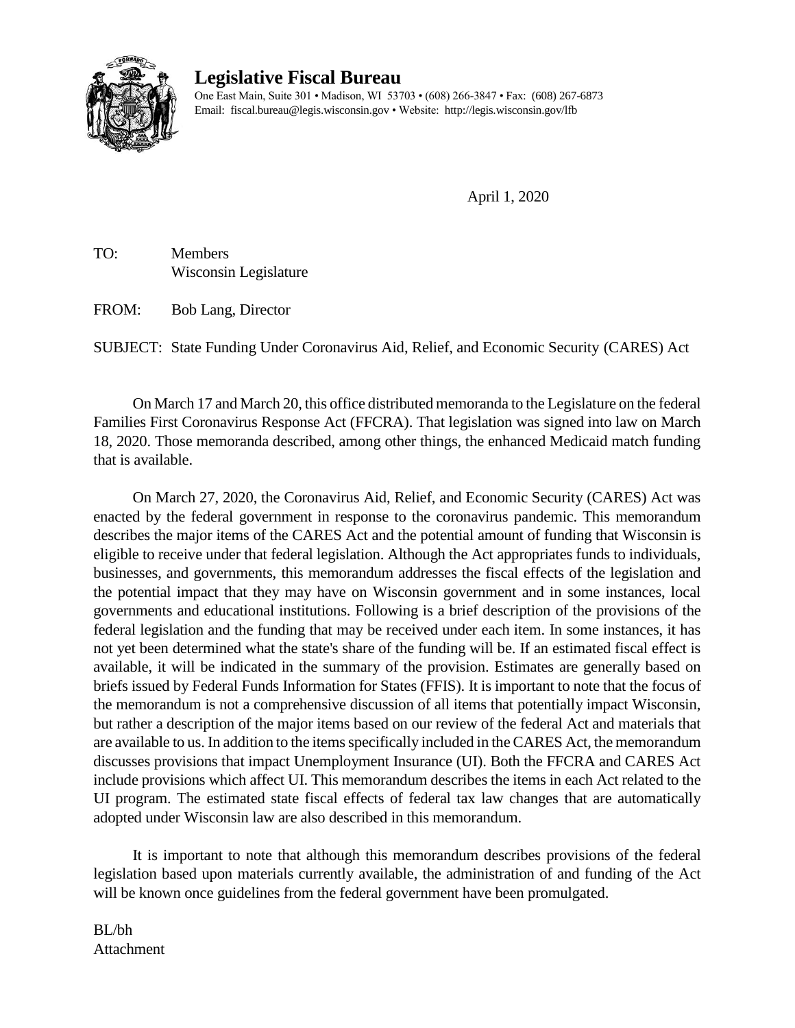# Legislative Fiscal Bureau

One East Main, Suite 301 • Madison, WI 53703 • (608) 266-3847 • Fax: (608) 267-6873
Email: fiscal.bureau@legis.wisconsin.gov • Website: http://legis.wisconsin.gov/lfb

April 1, 2020

TO: Members
Wisconsin Legislature

FROM: Bob Lang, Director

SUBJECT: State Funding Under Coronavirus Aid, Relief, and Economic Security (CARES) Act

On March 17 and March 20, this office distributed memoranda to the Legislature on the federal Families First Coronavirus Response Act (FFCRA). That legislation was signed into law on March 18, 2020. Those memoranda described, among other things, the enhanced Medicaid match funding that is available.

On March 27, 2020, the Coronavirus Aid, Relief, and Economic Security (CARES) Act was enacted by the federal government in response to the coronavirus pandemic. This memorandum describes the major items of the CARES Act and the potential amount of funding that Wisconsin is eligible to receive under that federal legislation. Although the Act appropriates funds to individuals, businesses, and governments, this memorandum addresses the fiscal effects of the legislation and the potential impact that they may have on Wisconsin government and in some instances, local governments and educational institutions. Following is a brief description of the provisions of the federal legislation and the funding that may be received under each item. In some instances, it has not yet been determined what the state's share of the funding will be. If an estimated fiscal effect is available, it will be indicated in the summary of the provision. Estimates are generally based on briefs issued by Federal Funds Information for States (FFIS). It is important to note that the focus of the memorandum is not a comprehensive discussion of all items that potentially impact Wisconsin, but rather a description of the major items based on our review of the federal Act and materials that are available to us. In addition to the items specifically included in the CARES Act, the memorandum discusses provisions that impact Unemployment Insurance (UI). Both the FFCRA and CARES Act include provisions which affect UI. This memorandum describes the items in each Act related to the UI program. The estimated state fiscal effects of federal tax law changes that are automatically adopted under Wisconsin law are also described in this memorandum.

It is important to note that although this memorandum describes provisions of the federal legislation based upon materials currently available, the administration of and funding of the Act will be known once guidelines from the federal government have been promulgated.

BL/bh
Attachment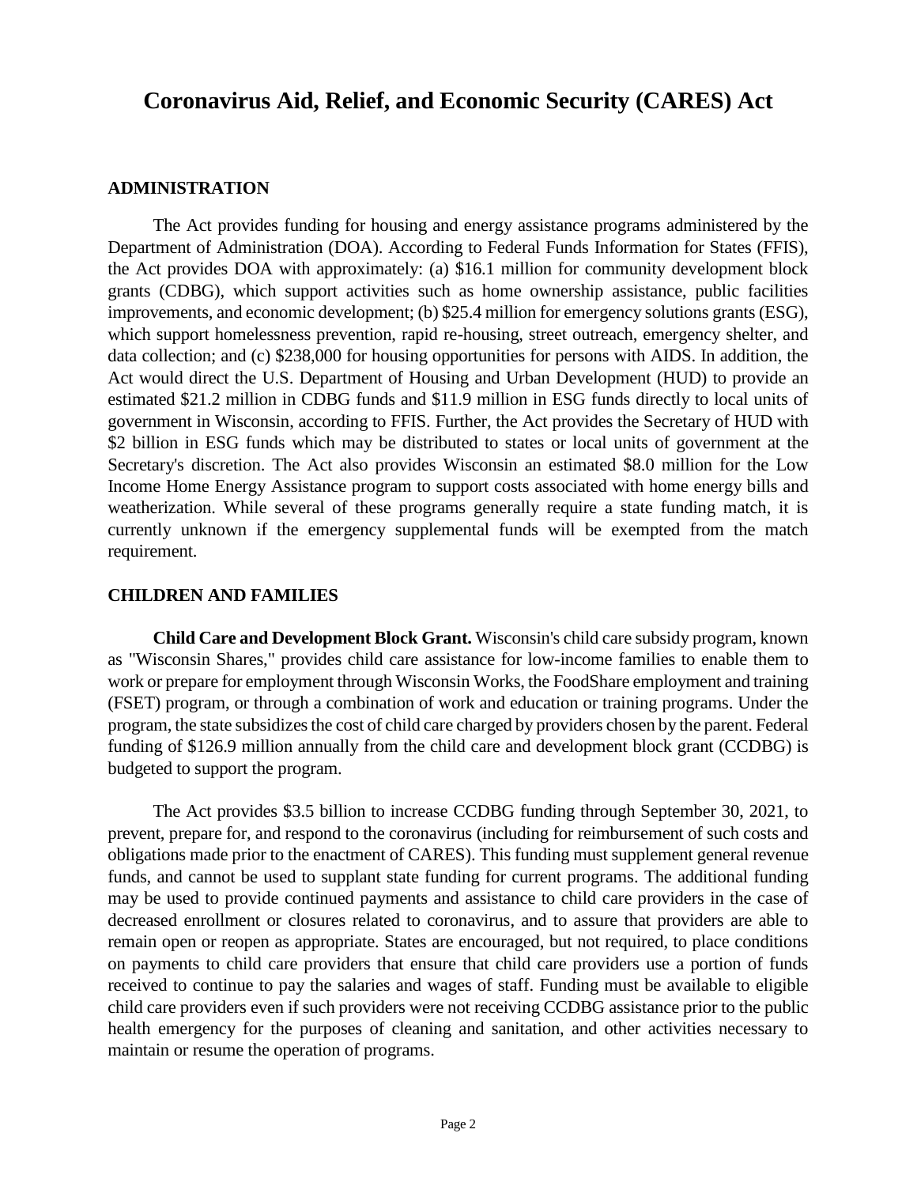# Coronavirus Aid, Relief, and Economic Security (CARES) Act

## ADMINISTRATION

The Act provides funding for housing and energy assistance programs administered by the Department of Administration (DOA). According to Federal Funds Information for States (FFIS), the Act provides DOA with approximately: (a) $16.1 million for community development block grants (CDBG), which support activities such as home ownership assistance, public facilities improvements, and economic development; (b) $25.4 million for emergency solutions grants (ESG), which support homelessness prevention, rapid re-housing, street outreach, emergency shelter, and data collection; and (c) $238,000 for housing opportunities for persons with AIDS. In addition, the Act would direct the U.S. Department of Housing and Urban Development (HUD) to provide an estimated $21.2 million in CDBG funds and $11.9 million in ESG funds directly to local units of government in Wisconsin, according to FFIS. Further, the Act provides the Secretary of HUD with $2 billion in ESG funds which may be distributed to states or local units of government at the Secretary's discretion. The Act also provides Wisconsin an estimated $8.0 million for the Low Income Home Energy Assistance program to support costs associated with home energy bills and weatherization. While several of these programs generally require a state funding match, it is currently unknown if the emergency supplemental funds will be exempted from the match requirement.

## CHILDREN AND FAMILIES

**Child Care and Development Block Grant.** Wisconsin's child care subsidy program, known as "Wisconsin Shares," provides child care assistance for low-income families to enable them to work or prepare for employment through Wisconsin Works, the FoodShare employment and training (FSET) program, or through a combination of work and education or training programs. Under the program, the state subsidizes the cost of child care charged by providers chosen by the parent. Federal funding of $126.9 million annually from the child care and development block grant (CCDBG) is budgeted to support the program.

The Act provides $3.5 billion to increase CCDBG funding through September 30, 2021, to prevent, prepare for, and respond to the coronavirus (including for reimbursement of such costs and obligations made prior to the enactment of CARES). This funding must supplement general revenue funds, and cannot be used to supplant state funding for current programs. The additional funding may be used to provide continued payments and assistance to child care providers in the case of decreased enrollment or closures related to coronavirus, and to assure that providers are able to remain open or reopen as appropriate. States are encouraged, but not required, to place conditions on payments to child care providers that ensure that child care providers use a portion of funds received to continue to pay the salaries and wages of staff. Funding must be available to eligible child care providers even if such providers were not receiving CCDBG assistance prior to the public health emergency for the purposes of cleaning and sanitation, and other activities necessary to maintain or resume the operation of programs.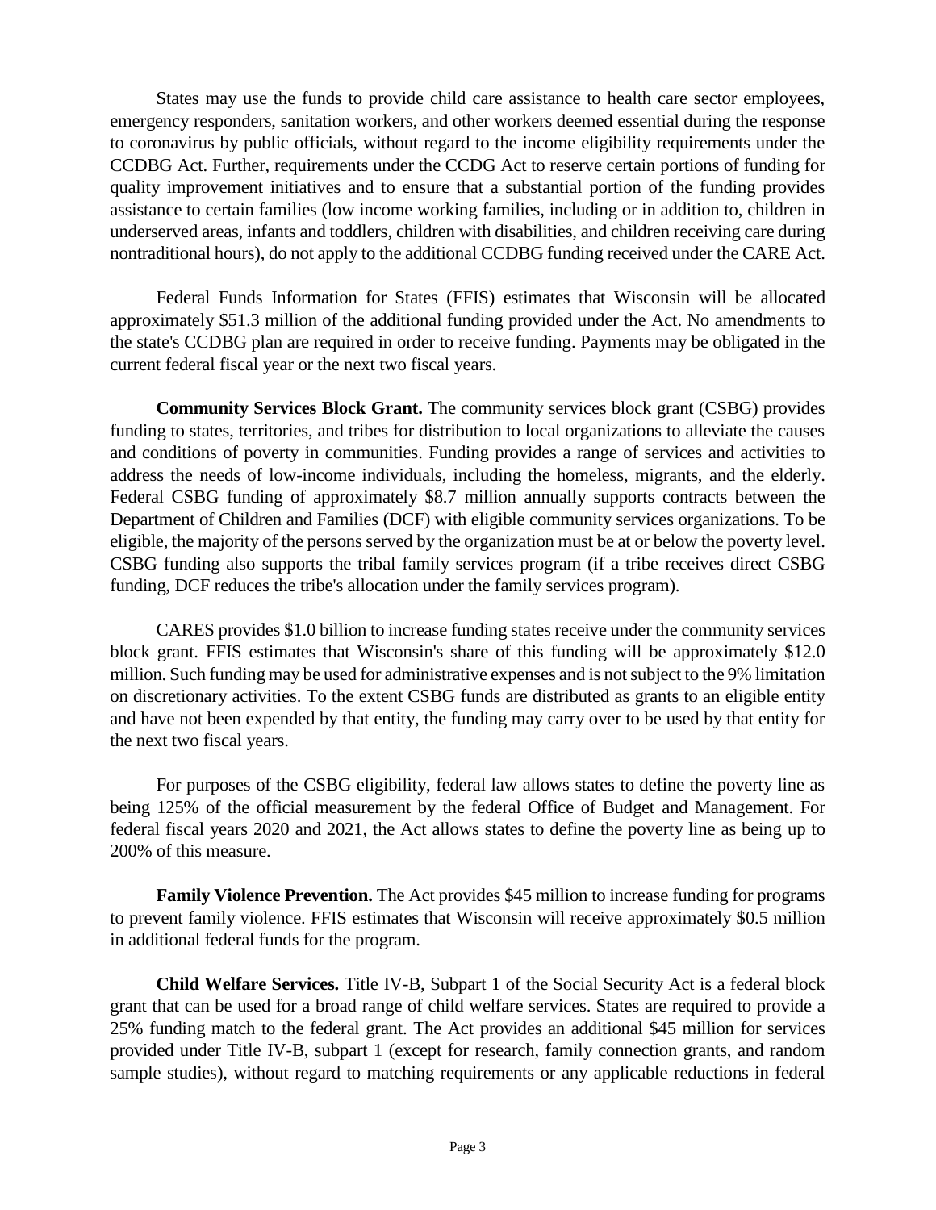States may use the funds to provide child care assistance to health care sector employees, emergency responders, sanitation workers, and other workers deemed essential during the response to coronavirus by public officials, without regard to the income eligibility requirements under the CCDBG Act. Further, requirements under the CCDG Act to reserve certain portions of funding for quality improvement initiatives and to ensure that a substantial portion of the funding provides assistance to certain families (low income working families, including or in addition to, children in underserved areas, infants and toddlers, children with disabilities, and children receiving care during nontraditional hours), do not apply to the additional CCDBG funding received under the CARE Act.

Federal Funds Information for States (FFIS) estimates that Wisconsin will be allocated approximately $51.3 million of the additional funding provided under the Act. No amendments to the state's CCDBG plan are required in order to receive funding. Payments may be obligated in the current federal fiscal year or the next two fiscal years.

**Community Services Block Grant.** The community services block grant (CSBG) provides funding to states, territories, and tribes for distribution to local organizations to alleviate the causes and conditions of poverty in communities. Funding provides a range of services and activities to address the needs of low-income individuals, including the homeless, migrants, and the elderly. Federal CSBG funding of approximately $8.7 million annually supports contracts between the Department of Children and Families (DCF) with eligible community services organizations. To be eligible, the majority of the persons served by the organization must be at or below the poverty level. CSBG funding also supports the tribal family services program (if a tribe receives direct CSBG funding, DCF reduces the tribe's allocation under the family services program).

CARES provides $1.0 billion to increase funding states receive under the community services block grant. FFIS estimates that Wisconsin's share of this funding will be approximately $12.0 million. Such funding may be used for administrative expenses and is not subject to the 9% limitation on discretionary activities. To the extent CSBG funds are distributed as grants to an eligible entity and have not been expended by that entity, the funding may carry over to be used by that entity for the next two fiscal years.

For purposes of the CSBG eligibility, federal law allows states to define the poverty line as being 125% of the official measurement by the federal Office of Budget and Management. For federal fiscal years 2020 and 2021, the Act allows states to define the poverty line as being up to 200% of this measure.

**Family Violence Prevention.** The Act provides $45 million to increase funding for programs to prevent family violence. FFIS estimates that Wisconsin will receive approximately $0.5 million in additional federal funds for the program.

**Child Welfare Services.** Title IV-B, Subpart 1 of the Social Security Act is a federal block grant that can be used for a broad range of child welfare services. States are required to provide a 25% funding match to the federal grant. The Act provides an additional $45 million for services provided under Title IV-B, subpart 1 (except for research, family connection grants, and random sample studies), without regard to matching requirements or any applicable reductions in federal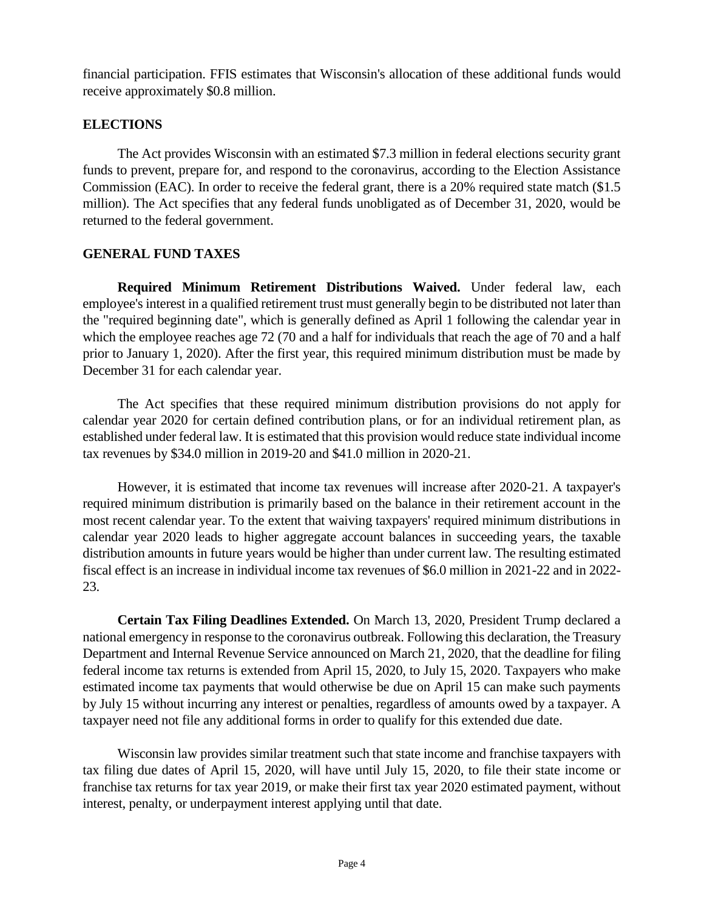financial participation. FFIS estimates that Wisconsin's allocation of these additional funds would receive approximately $0.8 million.

## ELECTIONS

The Act provides Wisconsin with an estimated $7.3 million in federal elections security grant funds to prevent, prepare for, and respond to the coronavirus, according to the Election Assistance Commission (EAC). In order to receive the federal grant, there is a 20% required state match ($1.5 million). The Act specifies that any federal funds unobligated as of December 31, 2020, would be returned to the federal government.

## GENERAL FUND TAXES

**Required Minimum Retirement Distributions Waived.** Under federal law, each employee's interest in a qualified retirement trust must generally begin to be distributed not later than the "required beginning date", which is generally defined as April 1 following the calendar year in which the employee reaches age 72 (70 and a half for individuals that reach the age of 70 and a half prior to January 1, 2020). After the first year, this required minimum distribution must be made by December 31 for each calendar year.

The Act specifies that these required minimum distribution provisions do not apply for calendar year 2020 for certain defined contribution plans, or for an individual retirement plan, as established under federal law. It is estimated that this provision would reduce state individual income tax revenues by $34.0 million in 2019-20 and $41.0 million in 2020-21.

However, it is estimated that income tax revenues will increase after 2020-21. A taxpayer's required minimum distribution is primarily based on the balance in their retirement account in the most recent calendar year. To the extent that waiving taxpayers' required minimum distributions in calendar year 2020 leads to higher aggregate account balances in succeeding years, the taxable distribution amounts in future years would be higher than under current law. The resulting estimated fiscal effect is an increase in individual income tax revenues of $6.0 million in 2021-22 and in 2022-23.

**Certain Tax Filing Deadlines Extended.** On March 13, 2020, President Trump declared a national emergency in response to the coronavirus outbreak. Following this declaration, the Treasury Department and Internal Revenue Service announced on March 21, 2020, that the deadline for filing federal income tax returns is extended from April 15, 2020, to July 15, 2020. Taxpayers who make estimated income tax payments that would otherwise be due on April 15 can make such payments by July 15 without incurring any interest or penalties, regardless of amounts owed by a taxpayer. A taxpayer need not file any additional forms in order to qualify for this extended due date.

Wisconsin law provides similar treatment such that state income and franchise taxpayers with tax filing due dates of April 15, 2020, will have until July 15, 2020, to file their state income or franchise tax returns for tax year 2019, or make their first tax year 2020 estimated payment, without interest, penalty, or underpayment interest applying until that date.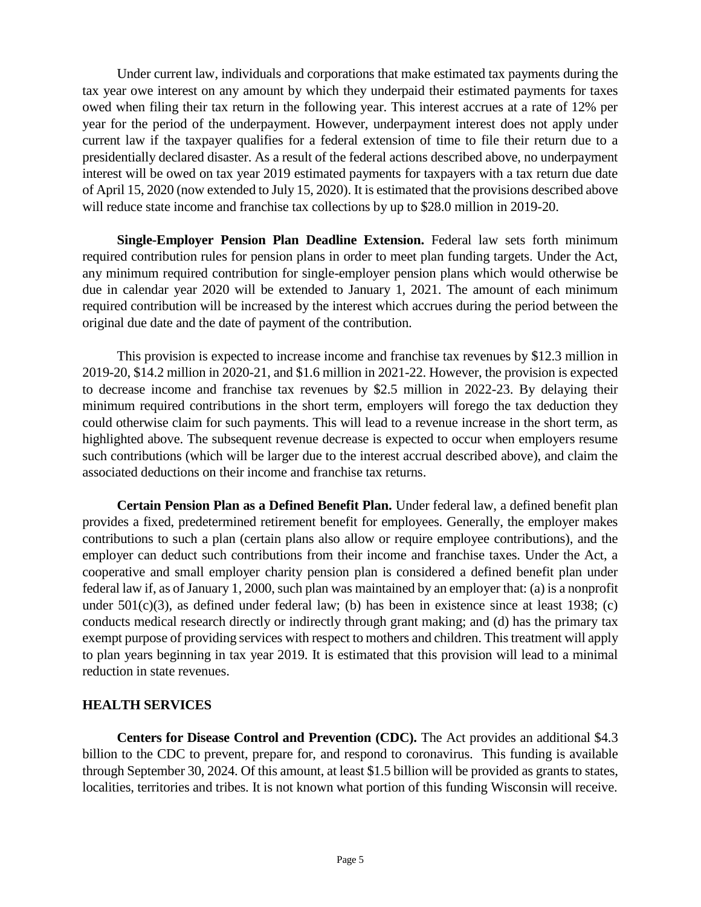Under current law, individuals and corporations that make estimated tax payments during the tax year owe interest on any amount by which they underpaid their estimated payments for taxes owed when filing their tax return in the following year. This interest accrues at a rate of 12% per year for the period of the underpayment. However, underpayment interest does not apply under current law if the taxpayer qualifies for a federal extension of time to file their return due to a presidentially declared disaster. As a result of the federal actions described above, no underpayment interest will be owed on tax year 2019 estimated payments for taxpayers with a tax return due date of April 15, 2020 (now extended to July 15, 2020). It is estimated that the provisions described above will reduce state income and franchise tax collections by up to $28.0 million in 2019-20.

**Single-Employer Pension Plan Deadline Extension.** Federal law sets forth minimum required contribution rules for pension plans in order to meet plan funding targets. Under the Act, any minimum required contribution for single-employer pension plans which would otherwise be due in calendar year 2020 will be extended to January 1, 2021. The amount of each minimum required contribution will be increased by the interest which accrues during the period between the original due date and the date of payment of the contribution.

This provision is expected to increase income and franchise tax revenues by $12.3 million in 2019-20, $14.2 million in 2020-21, and $1.6 million in 2021-22. However, the provision is expected to decrease income and franchise tax revenues by $2.5 million in 2022-23. By delaying their minimum required contributions in the short term, employers will forego the tax deduction they could otherwise claim for such payments. This will lead to a revenue increase in the short term, as highlighted above. The subsequent revenue decrease is expected to occur when employers resume such contributions (which will be larger due to the interest accrual described above), and claim the associated deductions on their income and franchise tax returns.

**Certain Pension Plan as a Defined Benefit Plan.** Under federal law, a defined benefit plan provides a fixed, predetermined retirement benefit for employees. Generally, the employer makes contributions to such a plan (certain plans also allow or require employee contributions), and the employer can deduct such contributions from their income and franchise taxes. Under the Act, a cooperative and small employer charity pension plan is considered a defined benefit plan under federal law if, as of January 1, 2000, such plan was maintained by an employer that: (a) is a nonprofit under 501(c)(3), as defined under federal law; (b) has been in existence since at least 1938; (c) conducts medical research directly or indirectly through grant making; and (d) has the primary tax exempt purpose of providing services with respect to mothers and children. This treatment will apply to plan years beginning in tax year 2019. It is estimated that this provision will lead to a minimal reduction in state revenues.

## HEALTH SERVICES

**Centers for Disease Control and Prevention (CDC).** The Act provides an additional $4.3 billion to the CDC to prevent, prepare for, and respond to coronavirus. This funding is available through September 30, 2024. Of this amount, at least $1.5 billion will be provided as grants to states, localities, territories and tribes. It is not known what portion of this funding Wisconsin will receive.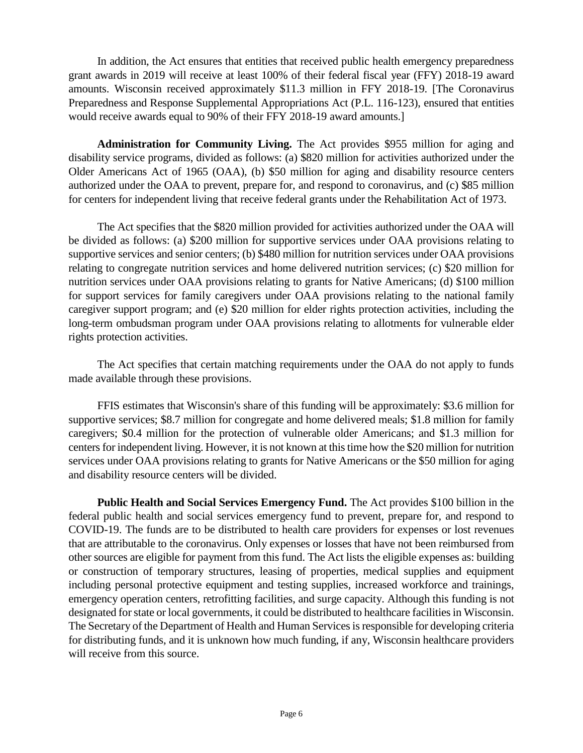In addition, the Act ensures that entities that received public health emergency preparedness grant awards in 2019 will receive at least 100% of their federal fiscal year (FFY) 2018-19 award amounts. Wisconsin received approximately $11.3 million in FFY 2018-19. [The Coronavirus Preparedness and Response Supplemental Appropriations Act (P.L. 116-123), ensured that entities would receive awards equal to 90% of their FFY 2018-19 award amounts.]

**Administration for Community Living.** The Act provides $955 million for aging and disability service programs, divided as follows: (a) $820 million for activities authorized under the Older Americans Act of 1965 (OAA), (b) $50 million for aging and disability resource centers authorized under the OAA to prevent, prepare for, and respond to coronavirus, and (c) $85 million for centers for independent living that receive federal grants under the Rehabilitation Act of 1973.

The Act specifies that the $820 million provided for activities authorized under the OAA will be divided as follows: (a) $200 million for supportive services under OAA provisions relating to supportive services and senior centers; (b) $480 million for nutrition services under OAA provisions relating to congregate nutrition services and home delivered nutrition services; (c) $20 million for nutrition services under OAA provisions relating to grants for Native Americans; (d) $100 million for support services for family caregivers under OAA provisions relating to the national family caregiver support program; and (e) $20 million for elder rights protection activities, including the long-term ombudsman program under OAA provisions relating to allotments for vulnerable elder rights protection activities.

The Act specifies that certain matching requirements under the OAA do not apply to funds made available through these provisions.

FFIS estimates that Wisconsin's share of this funding will be approximately: $3.6 million for supportive services; $8.7 million for congregate and home delivered meals; $1.8 million for family caregivers; $0.4 million for the protection of vulnerable older Americans; and $1.3 million for centers for independent living. However, it is not known at this time how the $20 million for nutrition services under OAA provisions relating to grants for Native Americans or the $50 million for aging and disability resource centers will be divided.

**Public Health and Social Services Emergency Fund.** The Act provides $100 billion in the federal public health and social services emergency fund to prevent, prepare for, and respond to COVID-19. The funds are to be distributed to health care providers for expenses or lost revenues that are attributable to the coronavirus. Only expenses or losses that have not been reimbursed from other sources are eligible for payment from this fund. The Act lists the eligible expenses as: building or construction of temporary structures, leasing of properties, medical supplies and equipment including personal protective equipment and testing supplies, increased workforce and trainings, emergency operation centers, retrofitting facilities, and surge capacity. Although this funding is not designated for state or local governments, it could be distributed to healthcare facilities in Wisconsin. The Secretary of the Department of Health and Human Services is responsible for developing criteria for distributing funds, and it is unknown how much funding, if any, Wisconsin healthcare providers will receive from this source.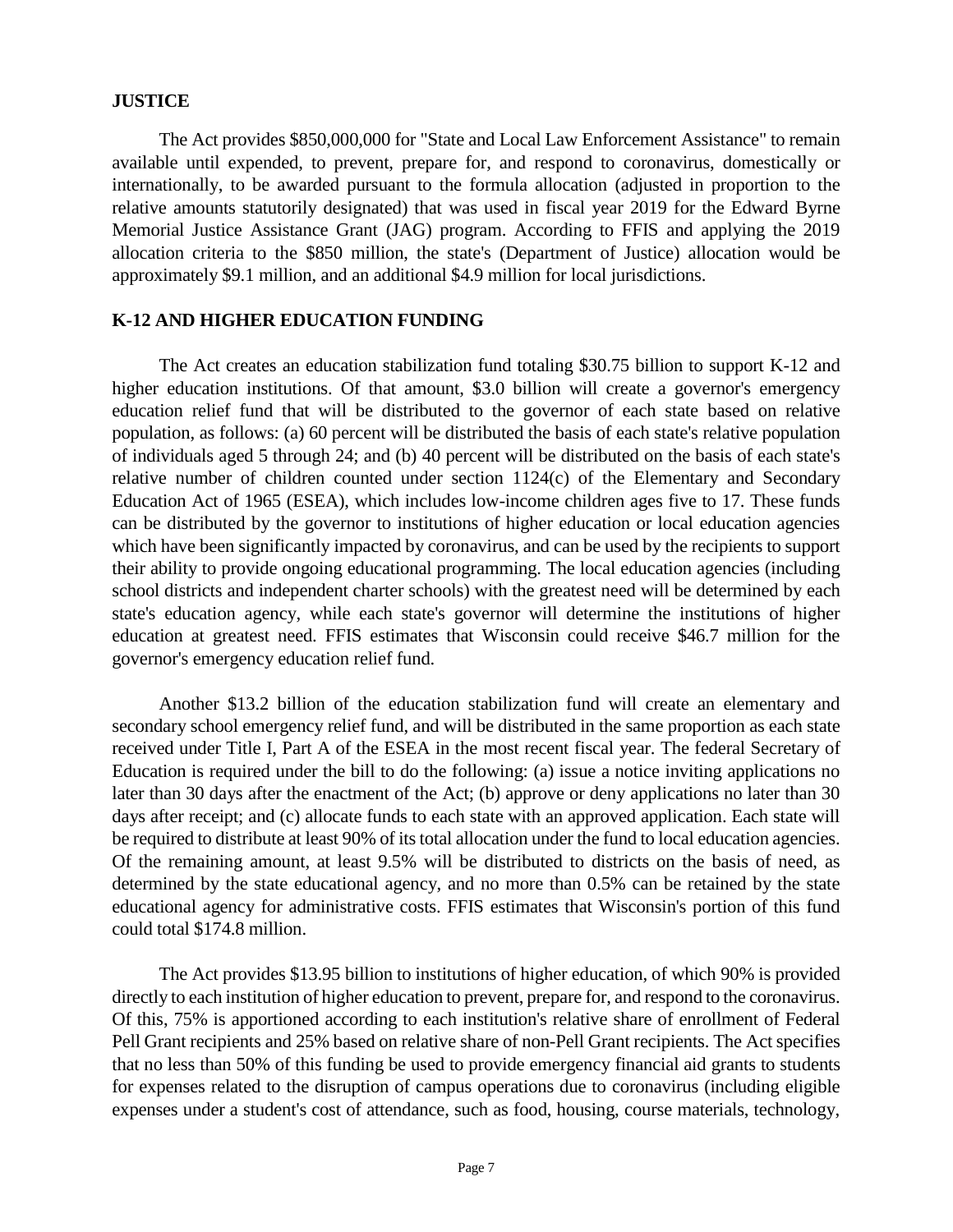## JUSTICE

The Act provides $850,000,000 for "State and Local Law Enforcement Assistance" to remain available until expended, to prevent, prepare for, and respond to coronavirus, domestically or internationally, to be awarded pursuant to the formula allocation (adjusted in proportion to the relative amounts statutorily designated) that was used in fiscal year 2019 for the Edward Byrne Memorial Justice Assistance Grant (JAG) program. According to FFIS and applying the 2019 allocation criteria to the $850 million, the state's (Department of Justice) allocation would be approximately $9.1 million, and an additional $4.9 million for local jurisdictions.

## K-12 AND HIGHER EDUCATION FUNDING

The Act creates an education stabilization fund totaling $30.75 billion to support K-12 and higher education institutions. Of that amount, $3.0 billion will create a governor's emergency education relief fund that will be distributed to the governor of each state based on relative population, as follows: (a) 60 percent will be distributed the basis of each state's relative population of individuals aged 5 through 24; and (b) 40 percent will be distributed on the basis of each state's relative number of children counted under section 1124(c) of the Elementary and Secondary Education Act of 1965 (ESEA), which includes low-income children ages five to 17. These funds can be distributed by the governor to institutions of higher education or local education agencies which have been significantly impacted by coronavirus, and can be used by the recipients to support their ability to provide ongoing educational programming. The local education agencies (including school districts and independent charter schools) with the greatest need will be determined by each state's education agency, while each state's governor will determine the institutions of higher education at greatest need. FFIS estimates that Wisconsin could receive $46.7 million for the governor's emergency education relief fund.

Another $13.2 billion of the education stabilization fund will create an elementary and secondary school emergency relief fund, and will be distributed in the same proportion as each state received under Title I, Part A of the ESEA in the most recent fiscal year. The federal Secretary of Education is required under the bill to do the following: (a) issue a notice inviting applications no later than 30 days after the enactment of the Act; (b) approve or deny applications no later than 30 days after receipt; and (c) allocate funds to each state with an approved application. Each state will be required to distribute at least 90% of its total allocation under the fund to local education agencies. Of the remaining amount, at least 9.5% will be distributed to districts on the basis of need, as determined by the state educational agency, and no more than 0.5% can be retained by the state educational agency for administrative costs. FFIS estimates that Wisconsin's portion of this fund could total $174.8 million.

The Act provides $13.95 billion to institutions of higher education, of which 90% is provided directly to each institution of higher education to prevent, prepare for, and respond to the coronavirus. Of this, 75% is apportioned according to each institution's relative share of enrollment of Federal Pell Grant recipients and 25% based on relative share of non-Pell Grant recipients. The Act specifies that no less than 50% of this funding be used to provide emergency financial aid grants to students for expenses related to the disruption of campus operations due to coronavirus (including eligible expenses under a student's cost of attendance, such as food, housing, course materials, technology,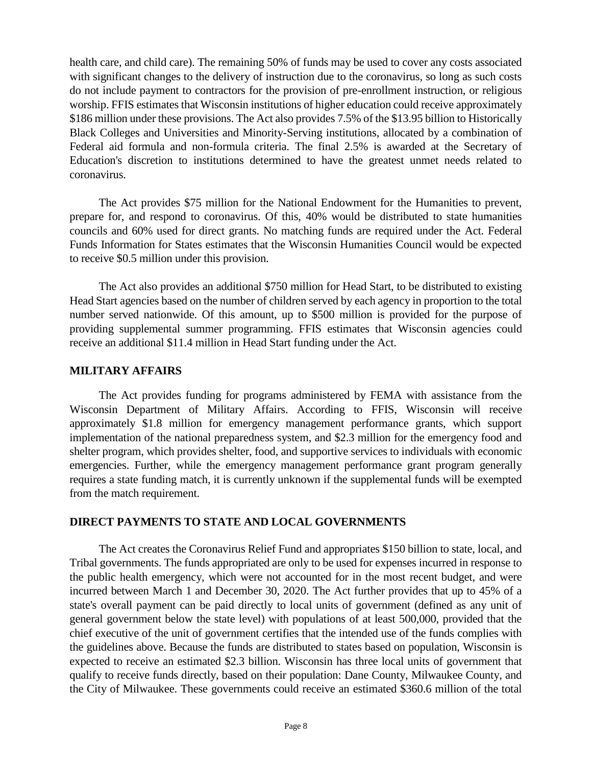health care, and child care). The remaining 50% of funds may be used to cover any costs associated with significant changes to the delivery of instruction due to the coronavirus, so long as such costs do not include payment to contractors for the provision of pre-enrollment instruction, or religious worship. FFIS estimates that Wisconsin institutions of higher education could receive approximately $186 million under these provisions. The Act also provides 7.5% of the $13.95 billion to Historically Black Colleges and Universities and Minority-Serving institutions, allocated by a combination of Federal aid formula and non-formula criteria. The final 2.5% is awarded at the Secretary of Education's discretion to institutions determined to have the greatest unmet needs related to coronavirus.

The Act provides $75 million for the National Endowment for the Humanities to prevent, prepare for, and respond to coronavirus. Of this, 40% would be distributed to state humanities councils and 60% used for direct grants. No matching funds are required under the Act. Federal Funds Information for States estimates that the Wisconsin Humanities Council would be expected to receive $0.5 million under this provision.

The Act also provides an additional $750 million for Head Start, to be distributed to existing Head Start agencies based on the number of children served by each agency in proportion to the total number served nationwide. Of this amount, up to $500 million is provided for the purpose of providing supplemental summer programming. FFIS estimates that Wisconsin agencies could receive an additional $11.4 million in Head Start funding under the Act.

## MILITARY AFFAIRS

The Act provides funding for programs administered by FEMA with assistance from the Wisconsin Department of Military Affairs. According to FFIS, Wisconsin will receive approximately $1.8 million for emergency management performance grants, which support implementation of the national preparedness system, and $2.3 million for the emergency food and shelter program, which provides shelter, food, and supportive services to individuals with economic emergencies. Further, while the emergency management performance grant program generally requires a state funding match, it is currently unknown if the supplemental funds will be exempted from the match requirement.

## DIRECT PAYMENTS TO STATE AND LOCAL GOVERNMENTS

The Act creates the Coronavirus Relief Fund and appropriates $150 billion to state, local, and Tribal governments. The funds appropriated are only to be used for expenses incurred in response to the public health emergency, which were not accounted for in the most recent budget, and were incurred between March 1 and December 30, 2020. The Act further provides that up to 45% of a state's overall payment can be paid directly to local units of government (defined as any unit of general government below the state level) with populations of at least 500,000, provided that the chief executive of the unit of government certifies that the intended use of the funds complies with the guidelines above. Because the funds are distributed to states based on population, Wisconsin is expected to receive an estimated $2.3 billion. Wisconsin has three local units of government that qualify to receive funds directly, based on their population: Dane County, Milwaukee County, and the City of Milwaukee. These governments could receive an estimated $360.6 million of the total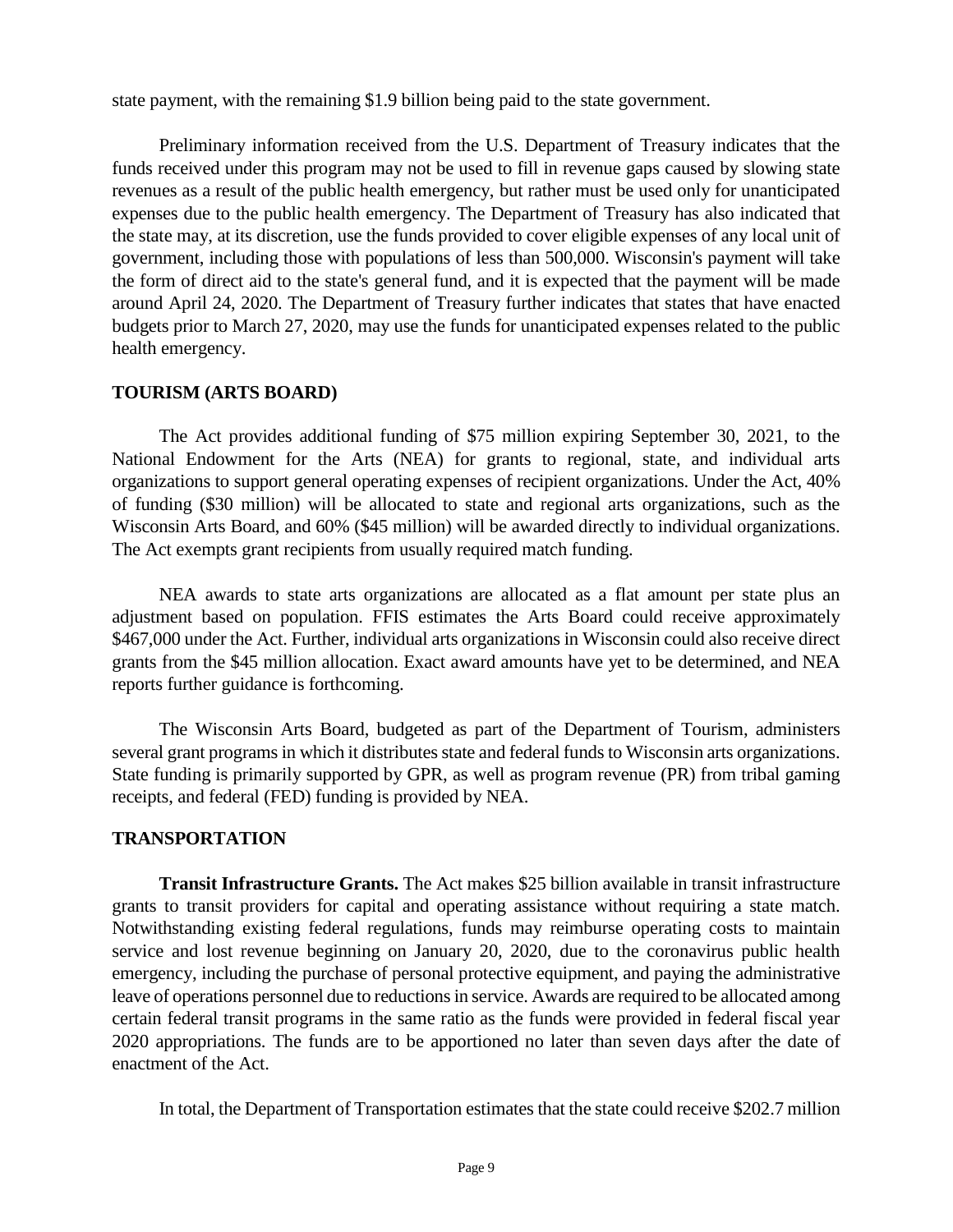state payment, with the remaining $1.9 billion being paid to the state government.

Preliminary information received from the U.S. Department of Treasury indicates that the funds received under this program may not be used to fill in revenue gaps caused by slowing state revenues as a result of the public health emergency, but rather must be used only for unanticipated expenses due to the public health emergency. The Department of Treasury has also indicated that the state may, at its discretion, use the funds provided to cover eligible expenses of any local unit of government, including those with populations of less than 500,000. Wisconsin's payment will take the form of direct aid to the state's general fund, and it is expected that the payment will be made around April 24, 2020. The Department of Treasury further indicates that states that have enacted budgets prior to March 27, 2020, may use the funds for unanticipated expenses related to the public health emergency.

## TOURISM (ARTS BOARD)

The Act provides additional funding of $75 million expiring September 30, 2021, to the National Endowment for the Arts (NEA) for grants to regional, state, and individual arts organizations to support general operating expenses of recipient organizations. Under the Act, 40% of funding ($30 million) will be allocated to state and regional arts organizations, such as the Wisconsin Arts Board, and 60% ($45 million) will be awarded directly to individual organizations. The Act exempts grant recipients from usually required match funding.

NEA awards to state arts organizations are allocated as a flat amount per state plus an adjustment based on population. FFIS estimates the Arts Board could receive approximately $467,000 under the Act. Further, individual arts organizations in Wisconsin could also receive direct grants from the $45 million allocation. Exact award amounts have yet to be determined, and NEA reports further guidance is forthcoming.

The Wisconsin Arts Board, budgeted as part of the Department of Tourism, administers several grant programs in which it distributes state and federal funds to Wisconsin arts organizations. State funding is primarily supported by GPR, as well as program revenue (PR) from tribal gaming receipts, and federal (FED) funding is provided by NEA.

## TRANSPORTATION

**Transit Infrastructure Grants.** The Act makes $25 billion available in transit infrastructure grants to transit providers for capital and operating assistance without requiring a state match. Notwithstanding existing federal regulations, funds may reimburse operating costs to maintain service and lost revenue beginning on January 20, 2020, due to the coronavirus public health emergency, including the purchase of personal protective equipment, and paying the administrative leave of operations personnel due to reductions in service. Awards are required to be allocated among certain federal transit programs in the same ratio as the funds were provided in federal fiscal year 2020 appropriations. The funds are to be apportioned no later than seven days after the date of enactment of the Act.

In total, the Department of Transportation estimates that the state could receive $202.7 million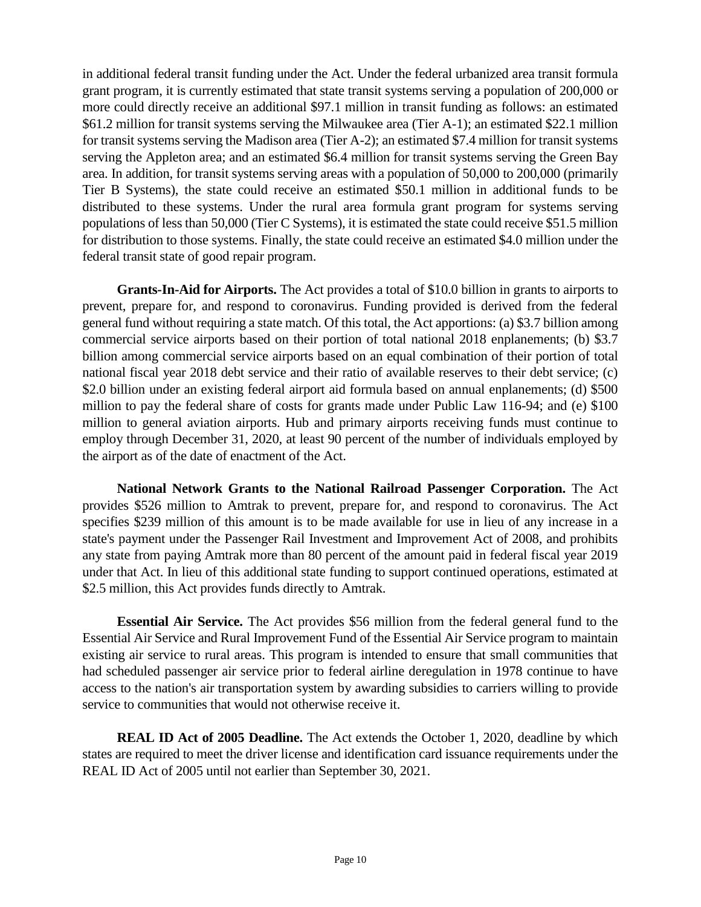in additional federal transit funding under the Act. Under the federal urbanized area transit formula grant program, it is currently estimated that state transit systems serving a population of 200,000 or more could directly receive an additional $97.1 million in transit funding as follows: an estimated $61.2 million for transit systems serving the Milwaukee area (Tier A-1); an estimated $22.1 million for transit systems serving the Madison area (Tier A-2); an estimated $7.4 million for transit systems serving the Appleton area; and an estimated $6.4 million for transit systems serving the Green Bay area. In addition, for transit systems serving areas with a population of 50,000 to 200,000 (primarily Tier B Systems), the state could receive an estimated $50.1 million in additional funds to be distributed to these systems. Under the rural area formula grant program for systems serving populations of less than 50,000 (Tier C Systems), it is estimated the state could receive $51.5 million for distribution to those systems. Finally, the state could receive an estimated $4.0 million under the federal transit state of good repair program.

**Grants-In-Aid for Airports.** The Act provides a total of $10.0 billion in grants to airports to prevent, prepare for, and respond to coronavirus. Funding provided is derived from the federal general fund without requiring a state match. Of this total, the Act apportions: (a) $3.7 billion among commercial service airports based on their portion of total national 2018 enplanements; (b) $3.7 billion among commercial service airports based on an equal combination of their portion of total national fiscal year 2018 debt service and their ratio of available reserves to their debt service; (c) $2.0 billion under an existing federal airport aid formula based on annual enplanements; (d) $500 million to pay the federal share of costs for grants made under Public Law 116-94; and (e) $100 million to general aviation airports. Hub and primary airports receiving funds must continue to employ through December 31, 2020, at least 90 percent of the number of individuals employed by the airport as of the date of enactment of the Act.

**National Network Grants to the National Railroad Passenger Corporation.** The Act provides $526 million to Amtrak to prevent, prepare for, and respond to coronavirus. The Act specifies $239 million of this amount is to be made available for use in lieu of any increase in a state's payment under the Passenger Rail Investment and Improvement Act of 2008, and prohibits any state from paying Amtrak more than 80 percent of the amount paid in federal fiscal year 2019 under that Act. In lieu of this additional state funding to support continued operations, estimated at $2.5 million, this Act provides funds directly to Amtrak.

**Essential Air Service.** The Act provides $56 million from the federal general fund to the Essential Air Service and Rural Improvement Fund of the Essential Air Service program to maintain existing air service to rural areas. This program is intended to ensure that small communities that had scheduled passenger air service prior to federal airline deregulation in 1978 continue to have access to the nation's air transportation system by awarding subsidies to carriers willing to provide service to communities that would not otherwise receive it.

**REAL ID Act of 2005 Deadline.** The Act extends the October 1, 2020, deadline by which states are required to meet the driver license and identification card issuance requirements under the REAL ID Act of 2005 until not earlier than September 30, 2021.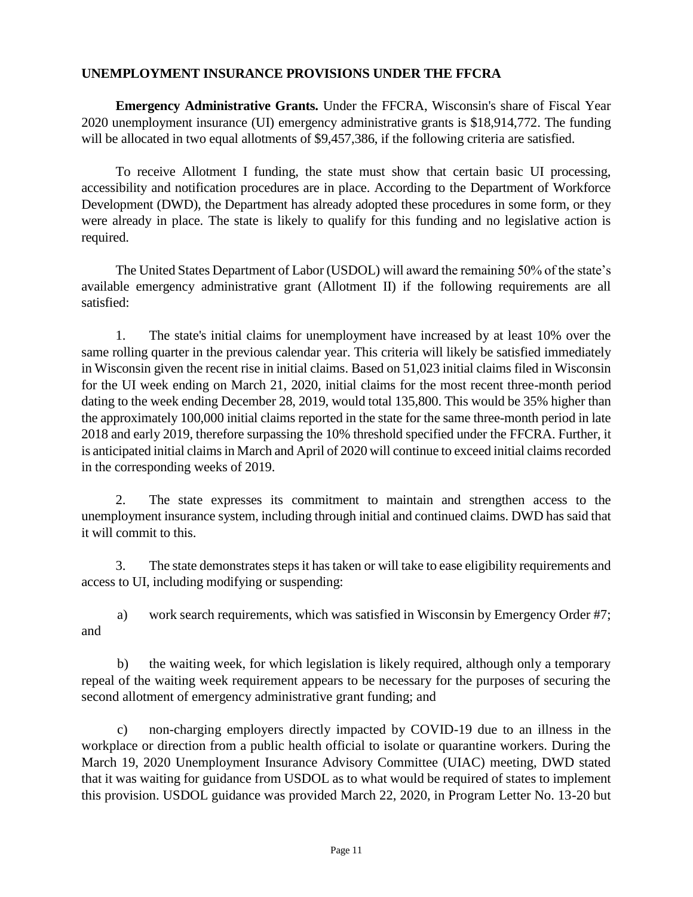## UNEMPLOYMENT INSURANCE PROVISIONS UNDER THE FFCRA

**Emergency Administrative Grants.** Under the FFCRA, Wisconsin's share of Fiscal Year 2020 unemployment insurance (UI) emergency administrative grants is $18,914,772. The funding will be allocated in two equal allotments of $9,457,386, if the following criteria are satisfied.

To receive Allotment I funding, the state must show that certain basic UI processing, accessibility and notification procedures are in place. According to the Department of Workforce Development (DWD), the Department has already adopted these procedures in some form, or they were already in place. The state is likely to qualify for this funding and no legislative action is required.

The United States Department of Labor (USDOL) will award the remaining 50% of the state's available emergency administrative grant (Allotment II) if the following requirements are all satisfied:

1. The state's initial claims for unemployment have increased by at least 10% over the same rolling quarter in the previous calendar year. This criteria will likely be satisfied immediately in Wisconsin given the recent rise in initial claims. Based on 51,023 initial claims filed in Wisconsin for the UI week ending on March 21, 2020, initial claims for the most recent three-month period dating to the week ending December 28, 2019, would total 135,800. This would be 35% higher than the approximately 100,000 initial claims reported in the state for the same three-month period in late 2018 and early 2019, therefore surpassing the 10% threshold specified under the FFCRA. Further, it is anticipated initial claims in March and April of 2020 will continue to exceed initial claims recorded in the corresponding weeks of 2019.

2. The state expresses its commitment to maintain and strengthen access to the unemployment insurance system, including through initial and continued claims. DWD has said that it will commit to this.

3. The state demonstrates steps it has taken or will take to ease eligibility requirements and access to UI, including modifying or suspending:

a) work search requirements, which was satisfied in Wisconsin by Emergency Order #7; and

b) the waiting week, for which legislation is likely required, although only a temporary repeal of the waiting week requirement appears to be necessary for the purposes of securing the second allotment of emergency administrative grant funding; and

c) non-charging employers directly impacted by COVID-19 due to an illness in the workplace or direction from a public health official to isolate or quarantine workers. During the March 19, 2020 Unemployment Insurance Advisory Committee (UIAC) meeting, DWD stated that it was waiting for guidance from USDOL as to what would be required of states to implement this provision. USDOL guidance was provided March 22, 2020, in Program Letter No. 13-20 but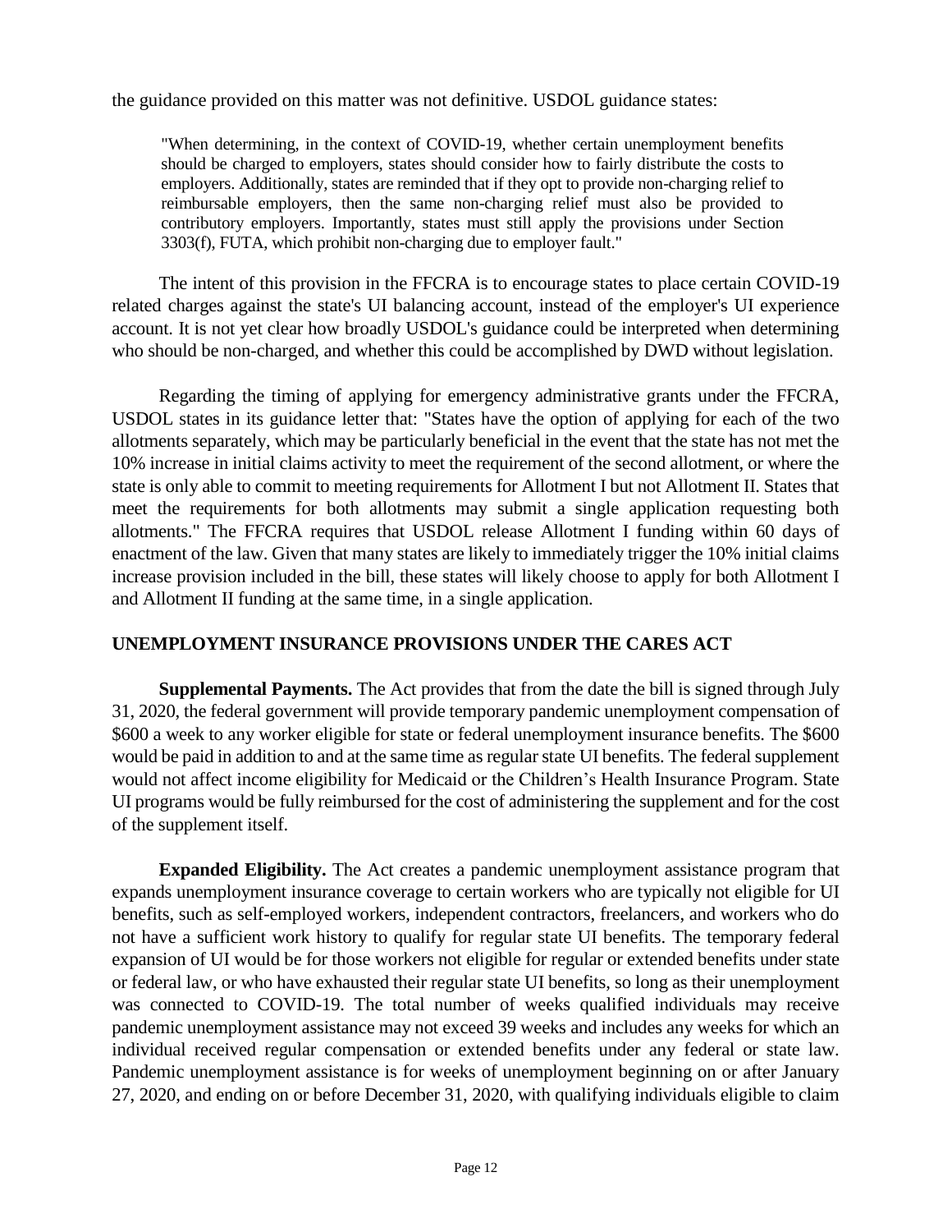the guidance provided on this matter was not definitive. USDOL guidance states:

> "When determining, in the context of COVID-19, whether certain unemployment benefits should be charged to employers, states should consider how to fairly distribute the costs to employers. Additionally, states are reminded that if they opt to provide non-charging relief to reimbursable employers, then the same non-charging relief must also be provided to contributory employers. Importantly, states must still apply the provisions under Section 3303(f), FUTA, which prohibit non-charging due to employer fault."

The intent of this provision in the FFCRA is to encourage states to place certain COVID-19 related charges against the state's UI balancing account, instead of the employer's UI experience account. It is not yet clear how broadly USDOL's guidance could be interpreted when determining who should be non-charged, and whether this could be accomplished by DWD without legislation.

Regarding the timing of applying for emergency administrative grants under the FFCRA, USDOL states in its guidance letter that: "States have the option of applying for each of the two allotments separately, which may be particularly beneficial in the event that the state has not met the 10% increase in initial claims activity to meet the requirement of the second allotment, or where the state is only able to commit to meeting requirements for Allotment I but not Allotment II. States that meet the requirements for both allotments may submit a single application requesting both allotments." The FFCRA requires that USDOL release Allotment I funding within 60 days of enactment of the law. Given that many states are likely to immediately trigger the 10% initial claims increase provision included in the bill, these states will likely choose to apply for both Allotment I and Allotment II funding at the same time, in a single application.

## UNEMPLOYMENT INSURANCE PROVISIONS UNDER THE CARES ACT

**Supplemental Payments.** The Act provides that from the date the bill is signed through July 31, 2020, the federal government will provide temporary pandemic unemployment compensation of $600 a week to any worker eligible for state or federal unemployment insurance benefits. The $600 would be paid in addition to and at the same time as regular state UI benefits. The federal supplement would not affect income eligibility for Medicaid or the Children's Health Insurance Program. State UI programs would be fully reimbursed for the cost of administering the supplement and for the cost of the supplement itself.

**Expanded Eligibility.** The Act creates a pandemic unemployment assistance program that expands unemployment insurance coverage to certain workers who are typically not eligible for UI benefits, such as self-employed workers, independent contractors, freelancers, and workers who do not have a sufficient work history to qualify for regular state UI benefits. The temporary federal expansion of UI would be for those workers not eligible for regular or extended benefits under state or federal law, or who have exhausted their regular state UI benefits, so long as their unemployment was connected to COVID-19. The total number of weeks qualified individuals may receive pandemic unemployment assistance may not exceed 39 weeks and includes any weeks for which an individual received regular compensation or extended benefits under any federal or state law. Pandemic unemployment assistance is for weeks of unemployment beginning on or after January 27, 2020, and ending on or before December 31, 2020, with qualifying individuals eligible to claim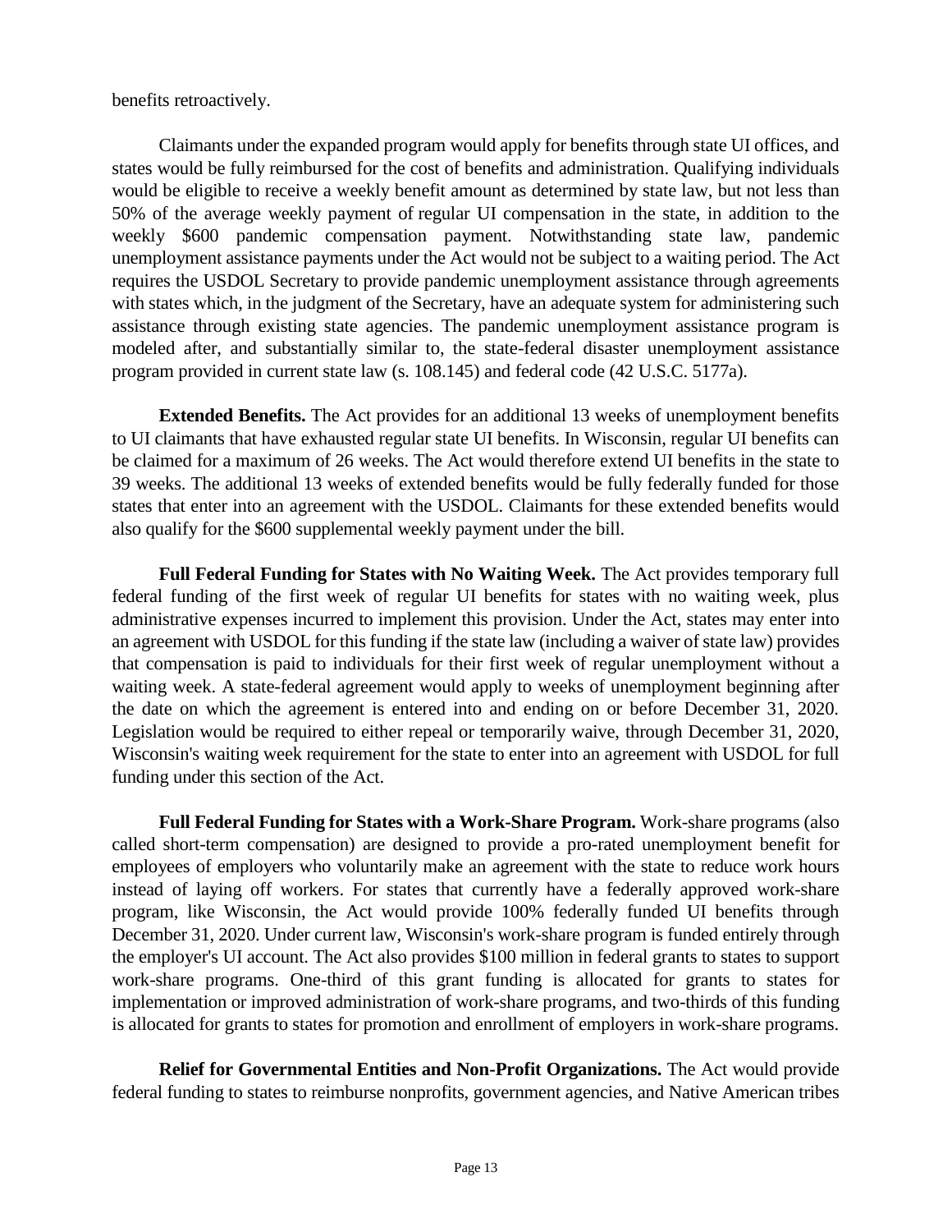benefits retroactively.

Claimants under the expanded program would apply for benefits through state UI offices, and states would be fully reimbursed for the cost of benefits and administration. Qualifying individuals would be eligible to receive a weekly benefit amount as determined by state law, but not less than 50% of the average weekly payment of regular UI compensation in the state, in addition to the weekly $600 pandemic compensation payment. Notwithstanding state law, pandemic unemployment assistance payments under the Act would not be subject to a waiting period. The Act requires the USDOL Secretary to provide pandemic unemployment assistance through agreements with states which, in the judgment of the Secretary, have an adequate system for administering such assistance through existing state agencies. The pandemic unemployment assistance program is modeled after, and substantially similar to, the state-federal disaster unemployment assistance program provided in current state law (s. 108.145) and federal code (42 U.S.C. 5177a).

**Extended Benefits.** The Act provides for an additional 13 weeks of unemployment benefits to UI claimants that have exhausted regular state UI benefits. In Wisconsin, regular UI benefits can be claimed for a maximum of 26 weeks. The Act would therefore extend UI benefits in the state to 39 weeks. The additional 13 weeks of extended benefits would be fully federally funded for those states that enter into an agreement with the USDOL. Claimants for these extended benefits would also qualify for the $600 supplemental weekly payment under the bill.

**Full Federal Funding for States with No Waiting Week.** The Act provides temporary full federal funding of the first week of regular UI benefits for states with no waiting week, plus administrative expenses incurred to implement this provision. Under the Act, states may enter into an agreement with USDOL for this funding if the state law (including a waiver of state law) provides that compensation is paid to individuals for their first week of regular unemployment without a waiting week. A state-federal agreement would apply to weeks of unemployment beginning after the date on which the agreement is entered into and ending on or before December 31, 2020. Legislation would be required to either repeal or temporarily waive, through December 31, 2020, Wisconsin's waiting week requirement for the state to enter into an agreement with USDOL for full funding under this section of the Act.

**Full Federal Funding for States with a Work-Share Program.** Work-share programs (also called short-term compensation) are designed to provide a pro-rated unemployment benefit for employees of employers who voluntarily make an agreement with the state to reduce work hours instead of laying off workers. For states that currently have a federally approved work-share program, like Wisconsin, the Act would provide 100% federally funded UI benefits through December 31, 2020. Under current law, Wisconsin's work-share program is funded entirely through the employer's UI account. The Act also provides $100 million in federal grants to states to support work-share programs. One-third of this grant funding is allocated for grants to states for implementation or improved administration of work-share programs, and two-thirds of this funding is allocated for grants to states for promotion and enrollment of employers in work-share programs.

**Relief for Governmental Entities and Non-Profit Organizations.** The Act would provide federal funding to states to reimburse nonprofits, government agencies, and Native American tribes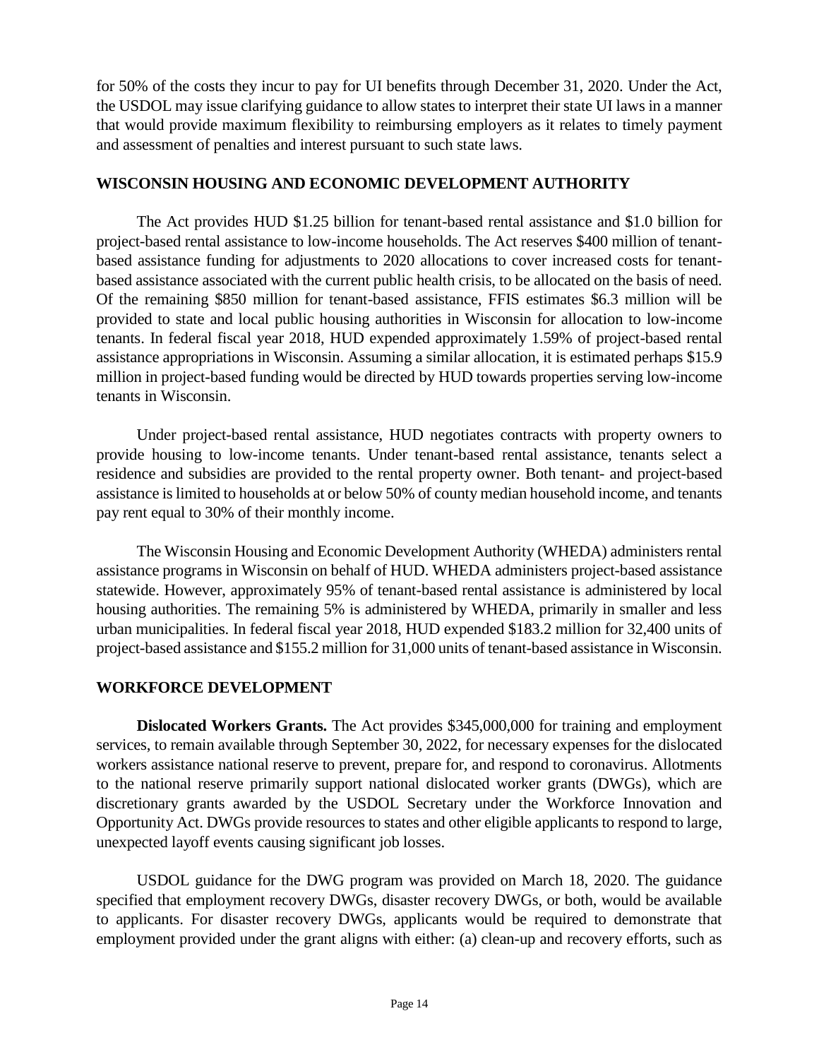for 50% of the costs they incur to pay for UI benefits through December 31, 2020. Under the Act, the USDOL may issue clarifying guidance to allow states to interpret their state UI laws in a manner that would provide maximum flexibility to reimbursing employers as it relates to timely payment and assessment of penalties and interest pursuant to such state laws.

## WISCONSIN HOUSING AND ECONOMIC DEVELOPMENT AUTHORITY

The Act provides HUD $1.25 billion for tenant-based rental assistance and $1.0 billion for project-based rental assistance to low-income households. The Act reserves $400 million of tenant-based assistance funding for adjustments to 2020 allocations to cover increased costs for tenant-based assistance associated with the current public health crisis, to be allocated on the basis of need. Of the remaining $850 million for tenant-based assistance, FFIS estimates $6.3 million will be provided to state and local public housing authorities in Wisconsin for allocation to low-income tenants. In federal fiscal year 2018, HUD expended approximately 1.59% of project-based rental assistance appropriations in Wisconsin. Assuming a similar allocation, it is estimated perhaps $15.9 million in project-based funding would be directed by HUD towards properties serving low-income tenants in Wisconsin.

Under project-based rental assistance, HUD negotiates contracts with property owners to provide housing to low-income tenants. Under tenant-based rental assistance, tenants select a residence and subsidies are provided to the rental property owner. Both tenant- and project-based assistance is limited to households at or below 50% of county median household income, and tenants pay rent equal to 30% of their monthly income.

The Wisconsin Housing and Economic Development Authority (WHEDA) administers rental assistance programs in Wisconsin on behalf of HUD. WHEDA administers project-based assistance statewide. However, approximately 95% of tenant-based rental assistance is administered by local housing authorities. The remaining 5% is administered by WHEDA, primarily in smaller and less urban municipalities. In federal fiscal year 2018, HUD expended $183.2 million for 32,400 units of project-based assistance and $155.2 million for 31,000 units of tenant-based assistance in Wisconsin.

## WORKFORCE DEVELOPMENT

**Dislocated Workers Grants.** The Act provides $345,000,000 for training and employment services, to remain available through September 30, 2022, for necessary expenses for the dislocated workers assistance national reserve to prevent, prepare for, and respond to coronavirus. Allotments to the national reserve primarily support national dislocated worker grants (DWGs), which are discretionary grants awarded by the USDOL Secretary under the Workforce Innovation and Opportunity Act. DWGs provide resources to states and other eligible applicants to respond to large, unexpected layoff events causing significant job losses.

USDOL guidance for the DWG program was provided on March 18, 2020. The guidance specified that employment recovery DWGs, disaster recovery DWGs, or both, would be available to applicants. For disaster recovery DWGs, applicants would be required to demonstrate that employment provided under the grant aligns with either: (a) clean-up and recovery efforts, such as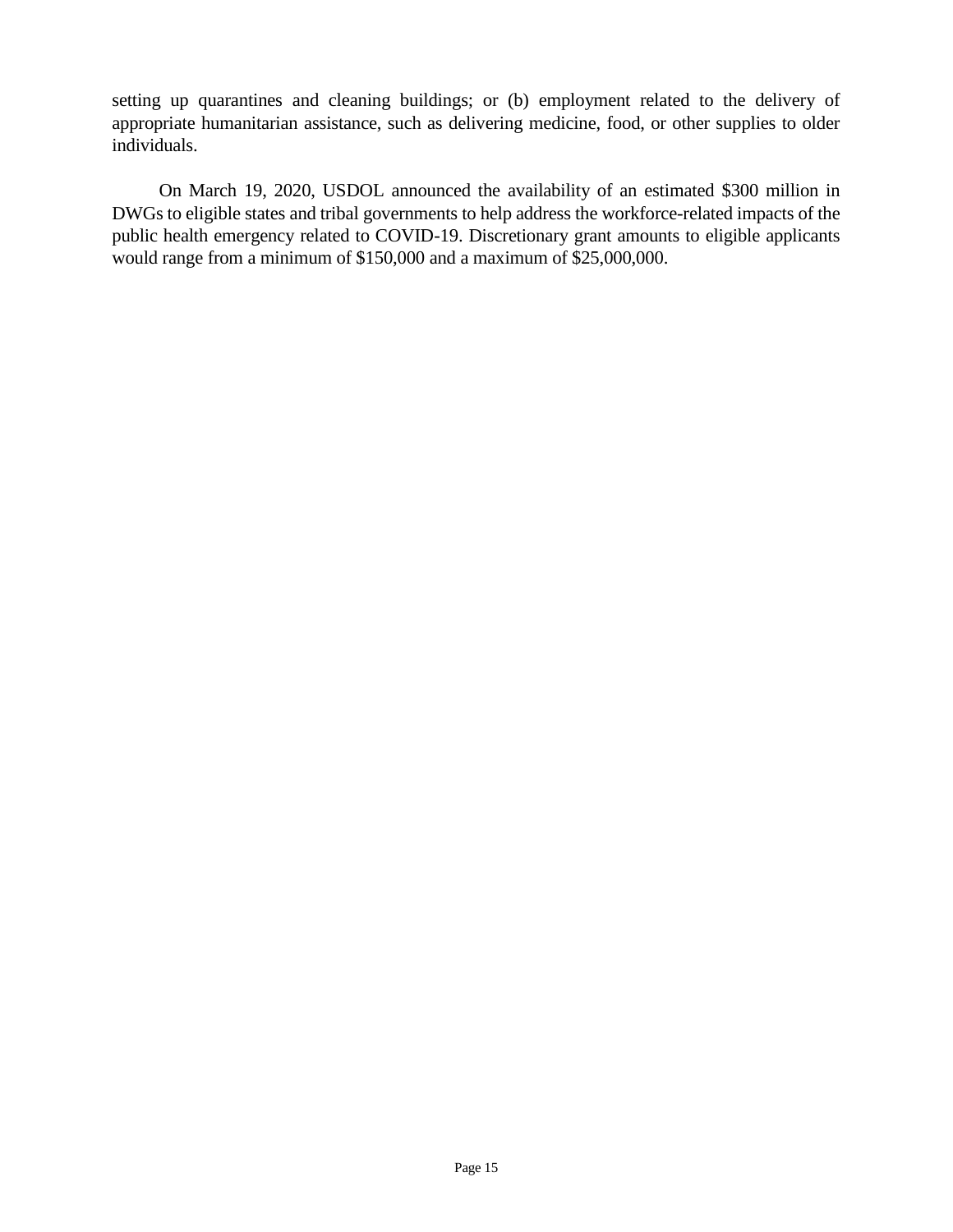setting up quarantines and cleaning buildings; or (b) employment related to the delivery of appropriate humanitarian assistance, such as delivering medicine, food, or other supplies to older individuals.

On March 19, 2020, USDOL announced the availability of an estimated $300 million in DWGs to eligible states and tribal governments to help address the workforce-related impacts of the public health emergency related to COVID-19. Discretionary grant amounts to eligible applicants would range from a minimum of $150,000 and a maximum of $25,000,000.